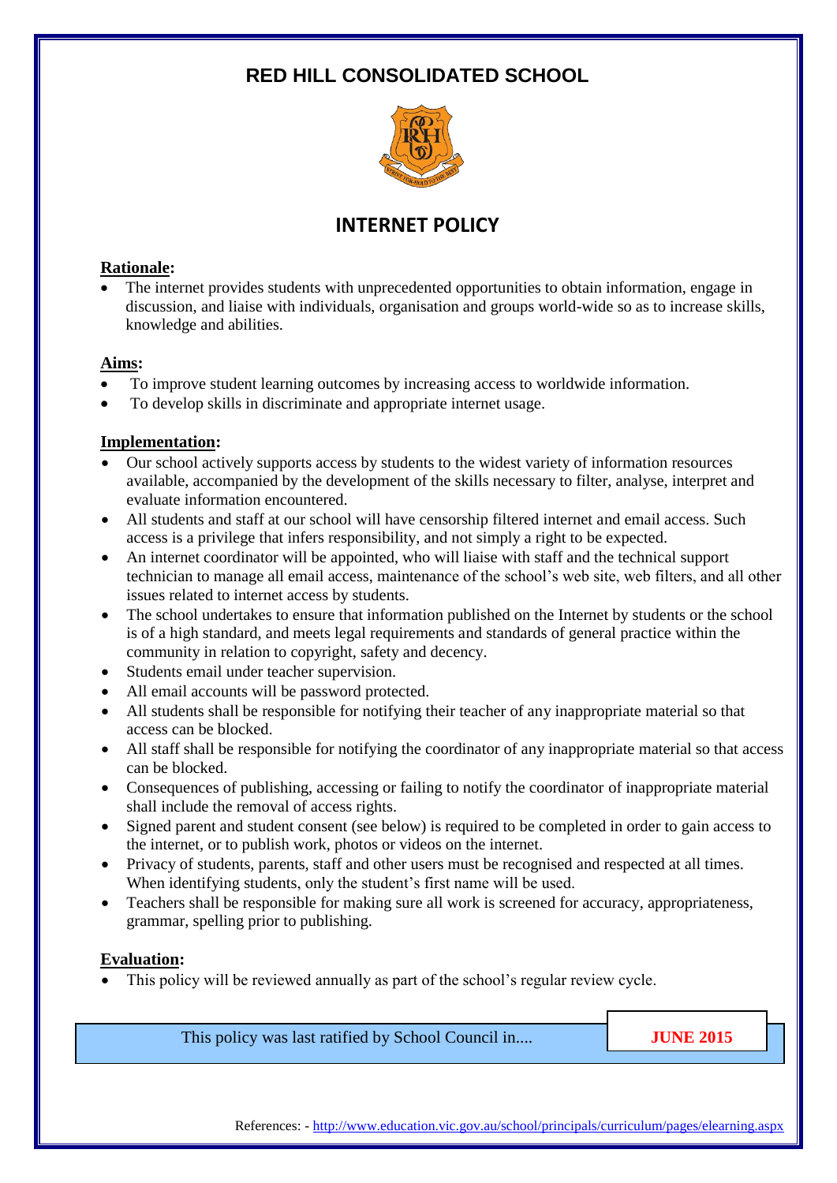# RED HILL CONSOLIDATED SCHOOL

## INTERNET POLICY

**Rationale:**

- The internet provides students with unprecedented opportunities to obtain information, engage in discussion, and liaise with individuals, organisation and groups world-wide so as to increase skills, knowledge and abilities.

**Aims:**

- To improve student learning outcomes by increasing access to worldwide information.
- To develop skills in discriminate and appropriate internet usage.

**Implementation:**

- Our school actively supports access by students to the widest variety of information resources available, accompanied by the development of the skills necessary to filter, analyse, interpret and evaluate information encountered.
- All students and staff at our school will have censorship filtered internet and email access. Such access is a privilege that infers responsibility, and not simply a right to be expected.
- An internet coordinator will be appointed, who will liaise with staff and the technical support technician to manage all email access, maintenance of the school's web site, web filters, and all other issues related to internet access by students.
- The school undertakes to ensure that information published on the Internet by students or the school is of a high standard, and meets legal requirements and standards of general practice within the community in relation to copyright, safety and decency.
- Students email under teacher supervision.
- All email accounts will be password protected.
- All students shall be responsible for notifying their teacher of any inappropriate material so that access can be blocked.
- All staff shall be responsible for notifying the coordinator of any inappropriate material so that access can be blocked.
- Consequences of publishing, accessing or failing to notify the coordinator of inappropriate material shall include the removal of access rights.
- Signed parent and student consent (see below) is required to be completed in order to gain access to the internet, or to publish work, photos or videos on the internet.
- Privacy of students, parents, staff and other users must be recognised and respected at all times. When identifying students, only the student's first name will be used.
- Teachers shall be responsible for making sure all work is screened for accuracy, appropriateness, grammar, spelling prior to publishing.

**Evaluation:**

- This policy will be reviewed annually as part of the school's regular review cycle.

| This policy was last ratified by School Council in.... | **JUNE 2015** |
|---|---|

References: - http://www.education.vic.gov.au/school/principals/curriculum/pages/elearning.aspx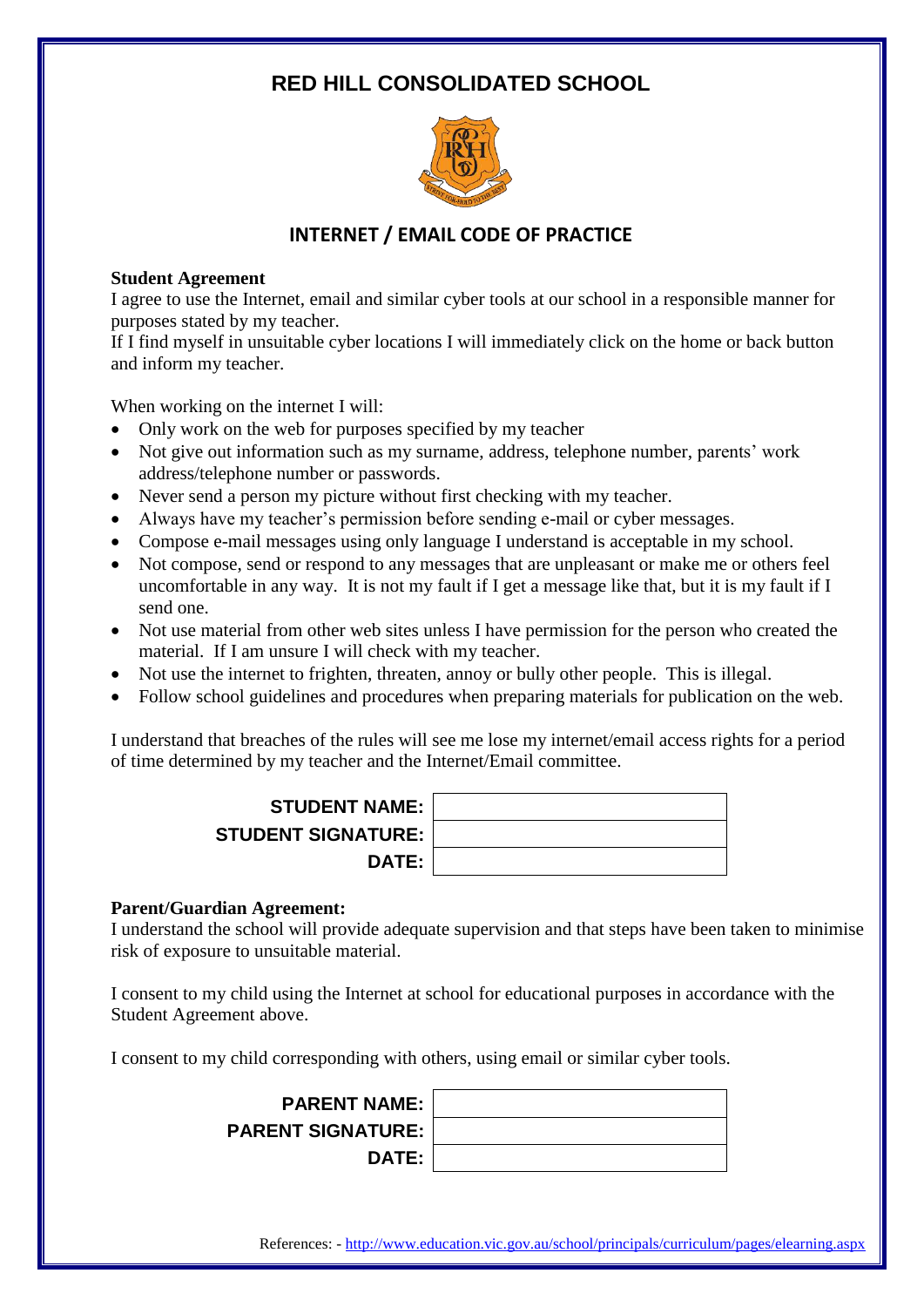# RED HILL CONSOLIDATED SCHOOL

## INTERNET / EMAIL CODE OF PRACTICE

**Student Agreement**

I agree to use the Internet, email and similar cyber tools at our school in a responsible manner for purposes stated by my teacher.

If I find myself in unsuitable cyber locations I will immediately click on the home or back button and inform my teacher.

When working on the internet I will:

- Only work on the web for purposes specified by my teacher
- Not give out information such as my surname, address, telephone number, parents' work address/telephone number or passwords.
- Never send a person my picture without first checking with my teacher.
- Always have my teacher's permission before sending e-mail or cyber messages.
- Compose e-mail messages using only language I understand is acceptable in my school.
- Not compose, send or respond to any messages that are unpleasant or make me or others feel uncomfortable in any way. It is not my fault if I get a message like that, but it is my fault if I send one.
- Not use material from other web sites unless I have permission for the person who created the material. If I am unsure I will check with my teacher.
- Not use the internet to frighten, threaten, annoy or bully other people. This is illegal.
- Follow school guidelines and procedures when preparing materials for publication on the web.

I understand that breaches of the rules will see me lose my internet/email access rights for a period of time determined by my teacher and the Internet/Email committee.

| | |
|---|---|
| **STUDENT NAME:** | |
| **STUDENT SIGNATURE:** | |
| **DATE:** | |

**Parent/Guardian Agreement:**

I understand the school will provide adequate supervision and that steps have been taken to minimise risk of exposure to unsuitable material.

I consent to my child using the Internet at school for educational purposes in accordance with the Student Agreement above.

I consent to my child corresponding with others, using email or similar cyber tools.

| | |
|---|---|
| **PARENT NAME:** | |
| **PARENT SIGNATURE:** | |
| **DATE:** | |

References: - http://www.education.vic.gov.au/school/principals/curriculum/pages/elearning.aspx